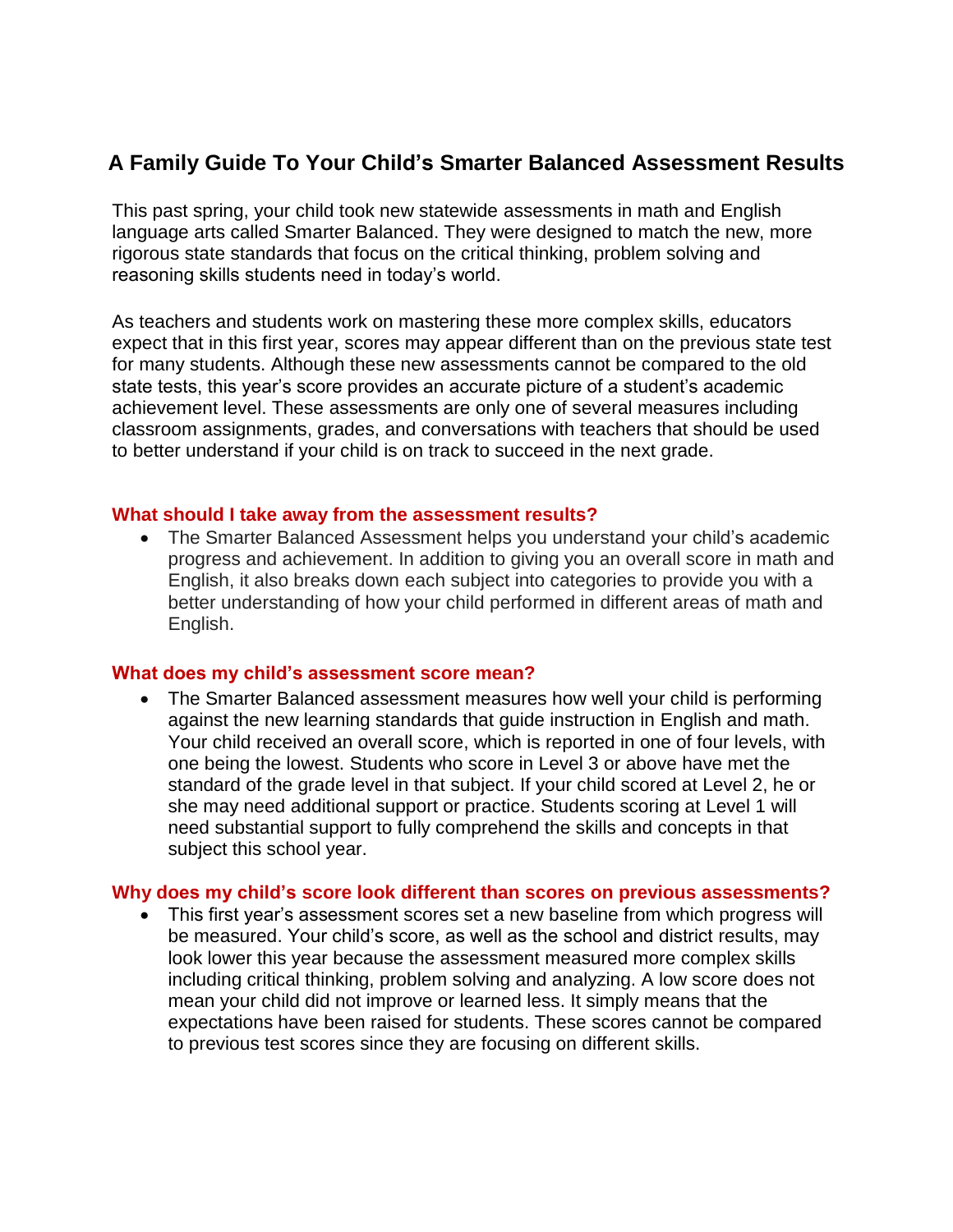# A Family Guide To Your Child's Smarter Balanced Assessment Results

This past spring, your child took new statewide assessments in math and English language arts called Smarter Balanced. They were designed to match the new, more rigorous state standards that focus on the critical thinking, problem solving and reasoning skills students need in today's world.

As teachers and students work on mastering these more complex skills, educators expect that in this first year, scores may appear different than on the previous state test for many students. Although these new assessments cannot be compared to the old state tests, this year's score provides an accurate picture of a student's academic achievement level. These assessments are only one of several measures including classroom assignments, grades, and conversations with teachers that should be used to better understand if your child is on track to succeed in the next grade.

### What should I take away from the assessment results?

- The Smarter Balanced Assessment helps you understand your child's academic progress and achievement. In addition to giving you an overall score in math and English, it also breaks down each subject into categories to provide you with a better understanding of how your child performed in different areas of math and English.

### What does my child's assessment score mean?

- The Smarter Balanced assessment measures how well your child is performing against the new learning standards that guide instruction in English and math. Your child received an overall score, which is reported in one of four levels, with one being the lowest. Students who score in Level 3 or above have met the standard of the grade level in that subject. If your child scored at Level 2, he or she may need additional support or practice. Students scoring at Level 1 will need substantial support to fully comprehend the skills and concepts in that subject this school year.

### Why does my child's score look different than scores on previous assessments?

- This first year's assessment scores set a new baseline from which progress will be measured. Your child's score, as well as the school and district results, may look lower this year because the assessment measured more complex skills including critical thinking, problem solving and analyzing. A low score does not mean your child did not improve or learned less. It simply means that the expectations have been raised for students. These scores cannot be compared to previous test scores since they are focusing on different skills.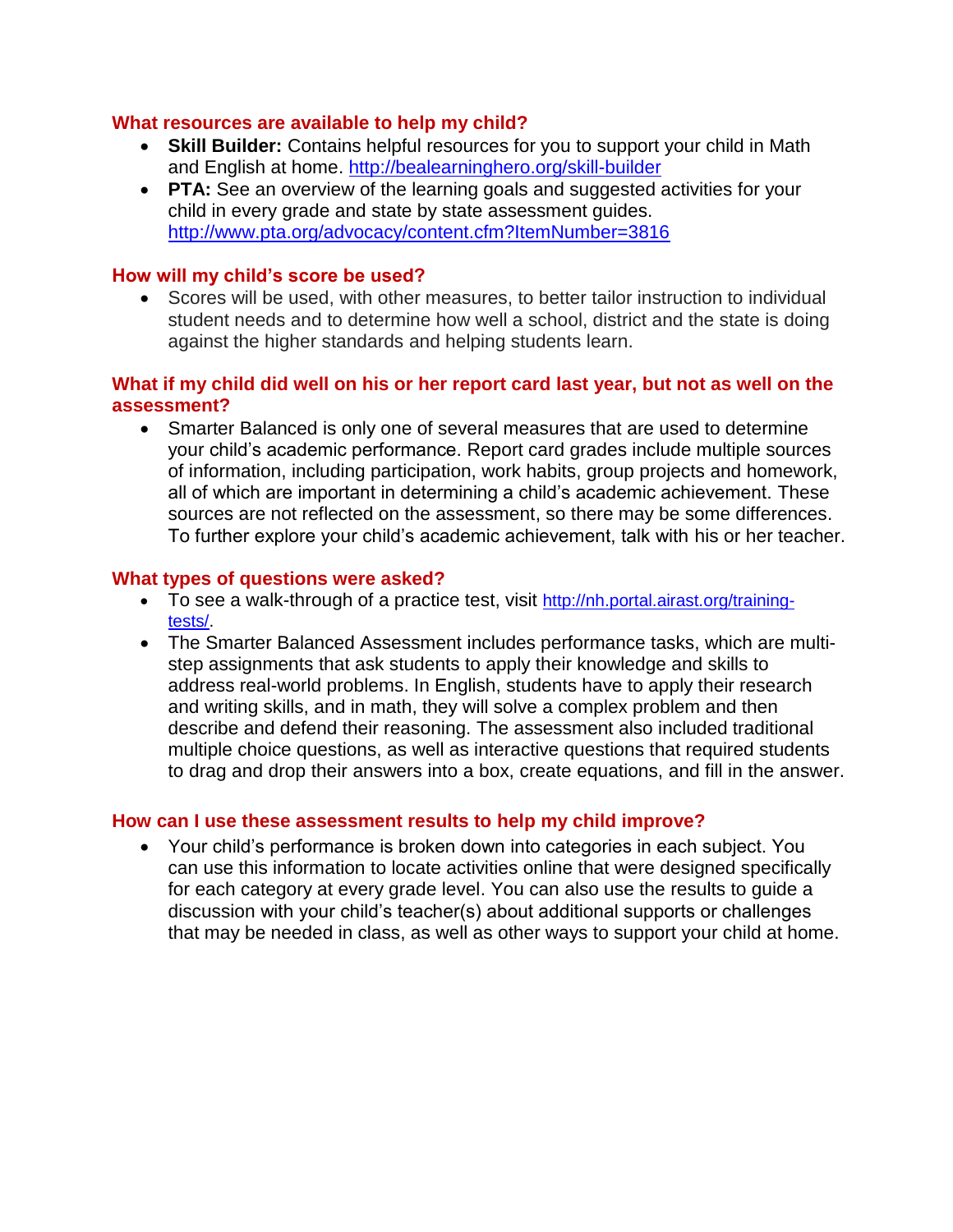### What resources are available to help my child?

- **Skill Builder:** Contains helpful resources for you to support your child in Math and English at home. http://bealearninghero.org/skill-builder
- **PTA:** See an overview of the learning goals and suggested activities for your child in every grade and state by state assessment guides. http://www.pta.org/advocacy/content.cfm?ItemNumber=3816

### How will my child's score be used?

- Scores will be used, with other measures, to better tailor instruction to individual student needs and to determine how well a school, district and the state is doing against the higher standards and helping students learn.

### What if my child did well on his or her report card last year, but not as well on the assessment?

- Smarter Balanced is only one of several measures that are used to determine your child's academic performance. Report card grades include multiple sources of information, including participation, work habits, group projects and homework, all of which are important in determining a child's academic achievement. These sources are not reflected on the assessment, so there may be some differences. To further explore your child's academic achievement, talk with his or her teacher.

### What types of questions were asked?

- To see a walk-through of a practice test, visit http://nh.portal.airast.org/training-tests/.
- The Smarter Balanced Assessment includes performance tasks, which are multi-step assignments that ask students to apply their knowledge and skills to address real-world problems. In English, students have to apply their research and writing skills, and in math, they will solve a complex problem and then describe and defend their reasoning. The assessment also included traditional multiple choice questions, as well as interactive questions that required students to drag and drop their answers into a box, create equations, and fill in the answer.

### How can I use these assessment results to help my child improve?

- Your child's performance is broken down into categories in each subject. You can use this information to locate activities online that were designed specifically for each category at every grade level. You can also use the results to guide a discussion with your child's teacher(s) about additional supports or challenges that may be needed in class, as well as other ways to support your child at home.